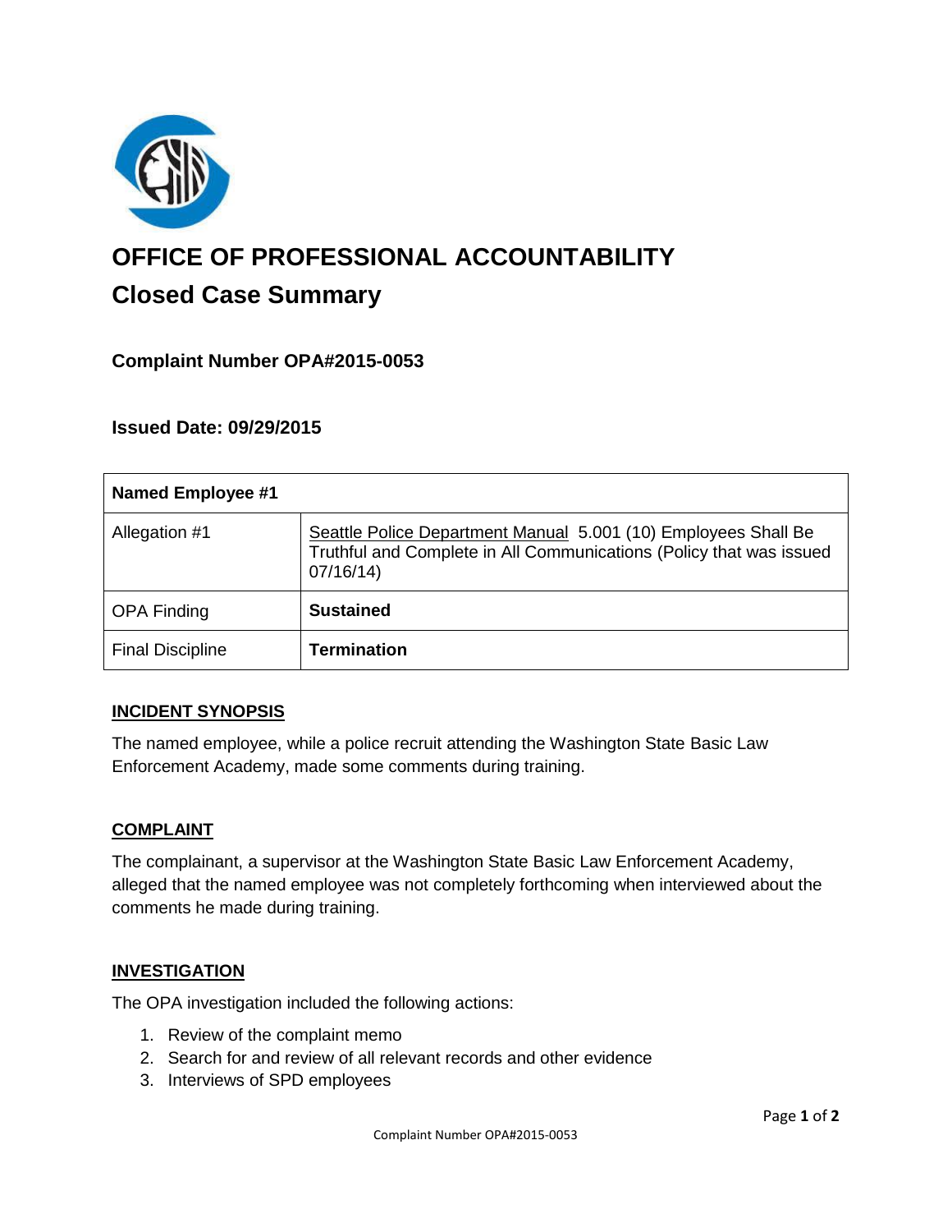# OFFICE OF PROFESSIONAL ACCOUNTABILITY

## Closed Case Summary

### Complaint Number OPA#2015-0053

### Issued Date: 09/29/2015

| Named Employee #1 | |
|---|---|
| Allegation #1 | Seattle Police Department Manual 5.001 (10) Employees Shall Be Truthful and Complete in All Communications (Policy that was issued 07/16/14) |
| OPA Finding | **Sustained** |
| Final Discipline | **Termination** |

**INCIDENT SYNOPSIS**

The named employee, while a police recruit attending the Washington State Basic Law Enforcement Academy, made some comments during training.

**COMPLAINT**

The complainant, a supervisor at the Washington State Basic Law Enforcement Academy, alleged that the named employee was not completely forthcoming when interviewed about the comments he made during training.

**INVESTIGATION**

The OPA investigation included the following actions:

1. Review of the complaint memo
2. Search for and review of all relevant records and other evidence
3. Interviews of SPD employees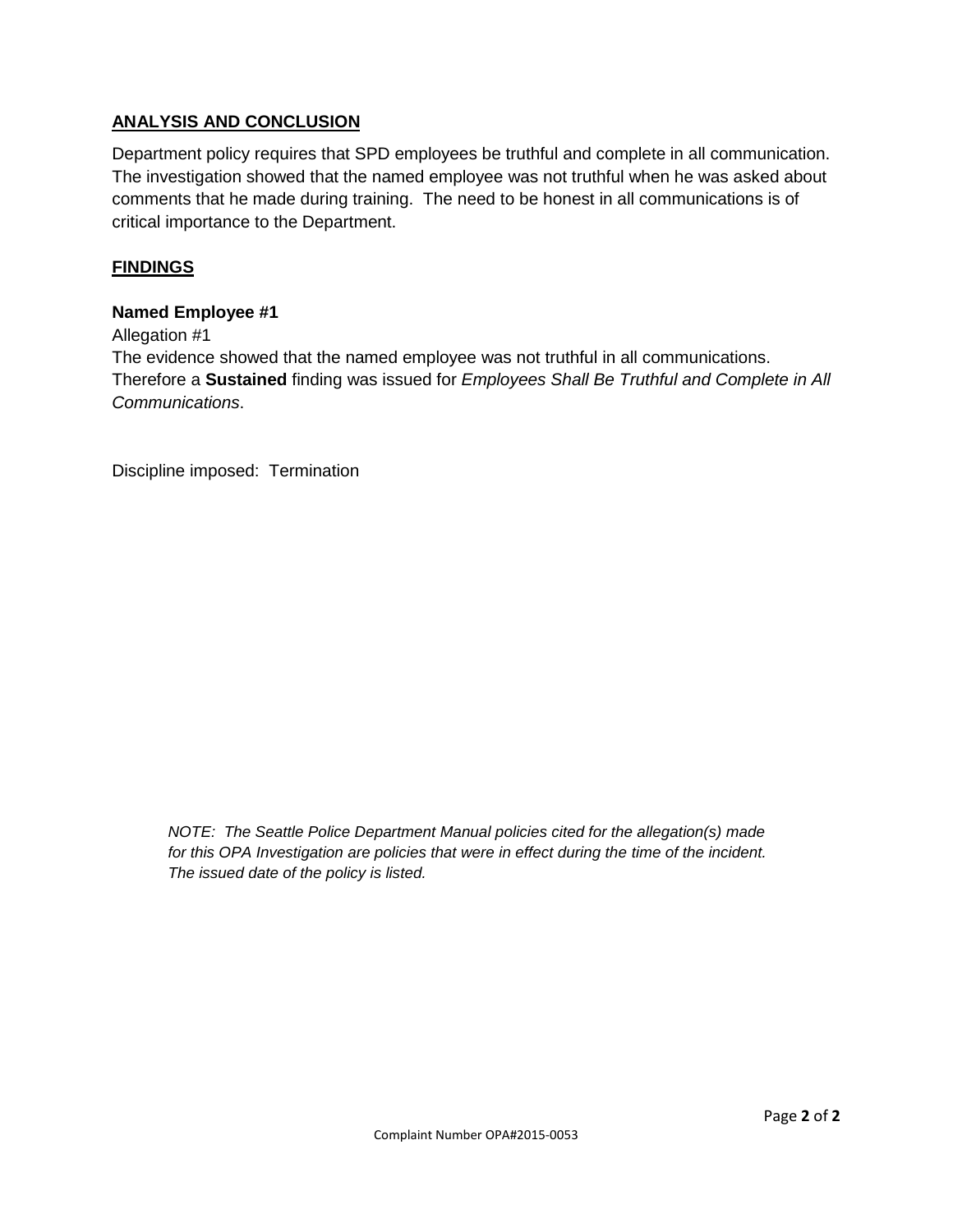## ANALYSIS AND CONCLUSION

Department policy requires that SPD employees be truthful and complete in all communication. The investigation showed that the named employee was not truthful when he was asked about comments that he made during training. The need to be honest in all communications is of critical importance to the Department.

## FINDINGS

**Named Employee #1**

Allegation #1

The evidence showed that the named employee was not truthful in all communications. Therefore a **Sustained** finding was issued for *Employees Shall Be Truthful and Complete in All Communications*.

Discipline imposed: Termination

*NOTE: The Seattle Police Department Manual policies cited for the allegation(s) made for this OPA Investigation are policies that were in effect during the time of the incident. The issued date of the policy is listed.*

Complaint Number OPA#2015-0053